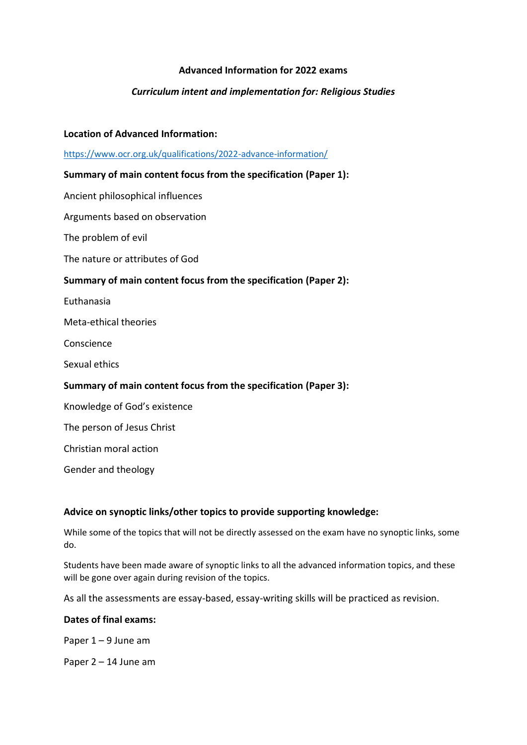**Advanced Information for 2022 exams**

***Curriculum intent and implementation for: Religious Studies***

**Location of Advanced Information:**

[https://www.ocr.org.uk/qualifications/2022-advance-information/](https://www.ocr.org.uk/qualifications/2022-advance-information/)

**Summary of main content focus from the specification (Paper 1):**

Ancient philosophical influences

Arguments based on observation

The problem of evil

The nature or attributes of God

**Summary of main content focus from the specification (Paper 2):**

Euthanasia

Meta-ethical theories

Conscience

Sexual ethics

**Summary of main content focus from the specification (Paper 3):**

Knowledge of God's existence

The person of Jesus Christ

Christian moral action

Gender and theology

**Advice on synoptic links/other topics to provide supporting knowledge:**

While some of the topics that will not be directly assessed on the exam have no synoptic links, some do.

Students have been made aware of synoptic links to all the advanced information topics, and these will be gone over again during revision of the topics.

As all the assessments are essay-based, essay-writing skills will be practiced as revision.

**Dates of final exams:**

Paper 1 – 9 June am

Paper 2 – 14 June am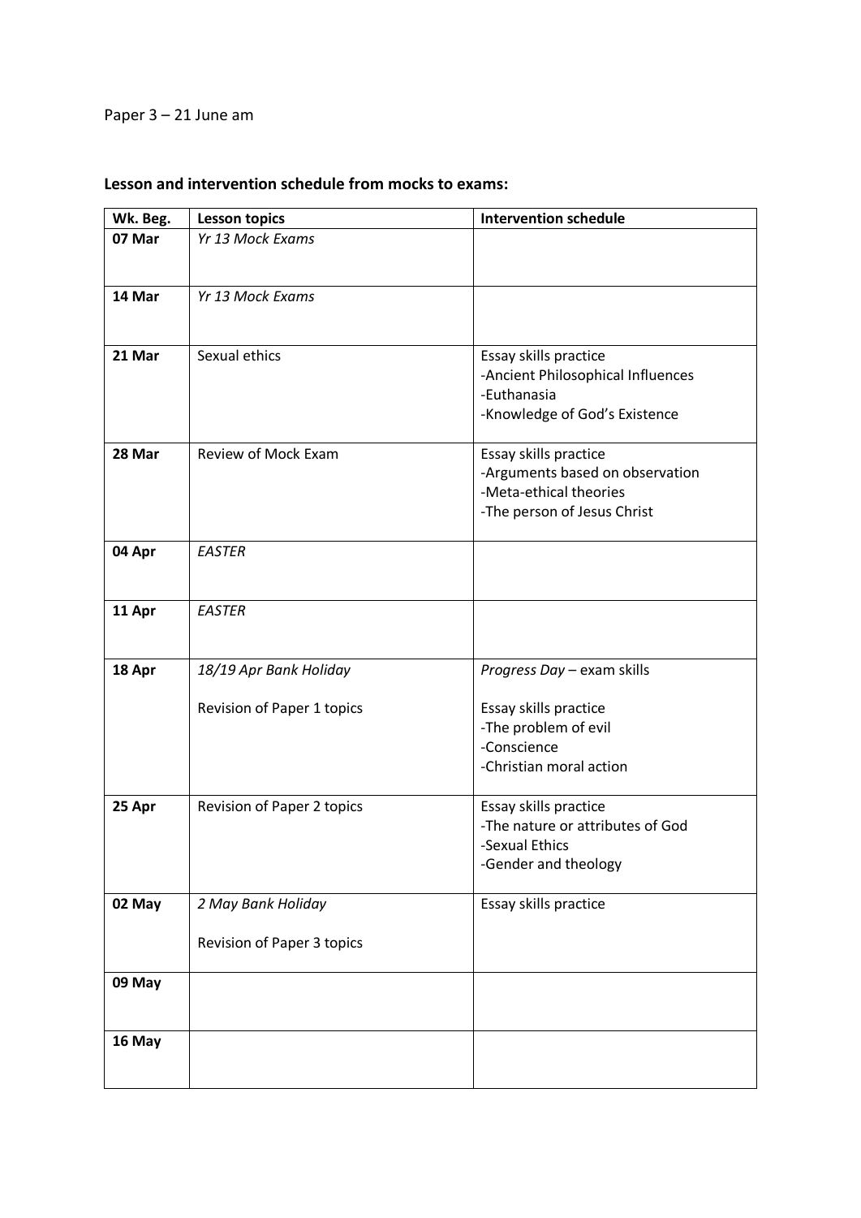Paper 3 – 21 June am

**Lesson and intervention schedule from mocks to exams:**

| Wk. Beg. | Lesson topics | Intervention schedule |
|---|---|---|
| **07 Mar** | *Yr 13 Mock Exams* | |
| **14 Mar** | *Yr 13 Mock Exams* | |
| **21 Mar** | Sexual ethics | Essay skills practice<br>-Ancient Philosophical Influences<br>-Euthanasia<br>-Knowledge of God's Existence |
| **28 Mar** | Review of Mock Exam | Essay skills practice<br>-Arguments based on observation<br>-Meta-ethical theories<br>-The person of Jesus Christ |
| **04 Apr** | *EASTER* | |
| **11 Apr** | *EASTER* | |
| **18 Apr** | *18/19 Apr Bank Holiday*<br><br>Revision of Paper 1 topics | *Progress Day* – exam skills<br><br>Essay skills practice<br>-The problem of evil<br>-Conscience<br>-Christian moral action |
| **25 Apr** | Revision of Paper 2 topics | Essay skills practice<br>-The nature or attributes of God<br>-Sexual Ethics<br>-Gender and theology |
| **02 May** | *2 May Bank Holiday*<br><br>Revision of Paper 3 topics | Essay skills practice |
| **09 May** | | |
| **16 May** | | |